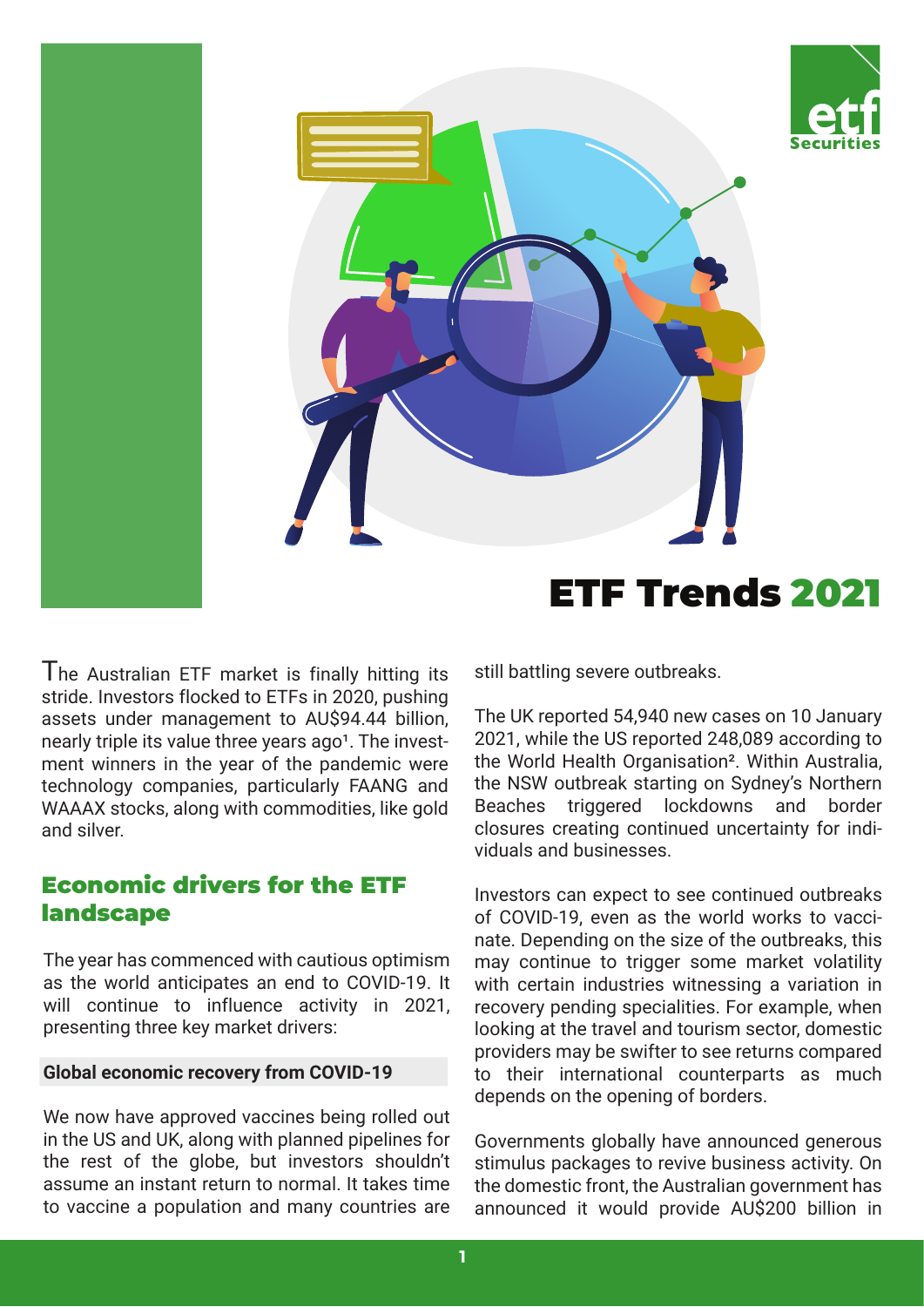# ETF Trends 2021

The Australian ETF market is finally hitting its stride. Investors flocked to ETFs in 2020, pushing assets under management to AU$94.44 billion, nearly triple its value three years ago[1]. The investment winners in the year of the pandemic were technology companies, particularly FAANG and WAAAX stocks, along with commodities, like gold and silver.

## Economic drivers for the ETF landscape

The year has commenced with cautious optimism as the world anticipates an end to COVID-19. It will continue to influence activity in 2021, presenting three key market drivers:

### Global economic recovery from COVID-19

We now have approved vaccines being rolled out in the US and UK, along with planned pipelines for the rest of the globe, but investors shouldn't assume an instant return to normal. It takes time to vaccine a population and many countries are still battling severe outbreaks.

The UK reported 54,940 new cases on 10 January 2021, while the US reported 248,089 according to the World Health Organisation[2]. Within Australia, the NSW outbreak starting on Sydney's Northern Beaches triggered lockdowns and border closures creating continued uncertainty for individuals and businesses.

Investors can expect to see continued outbreaks of COVID-19, even as the world works to vaccinate. Depending on the size of the outbreaks, this may continue to trigger some market volatility with certain industries witnessing a variation in recovery pending specialities. For example, when looking at the travel and tourism sector, domestic providers may be swifter to see returns compared to their international counterparts as much depends on the opening of borders.

Governments globally have announced generous stimulus packages to revive business activity. On the domestic front, the Australian government has announced it would provide AU$200 billion in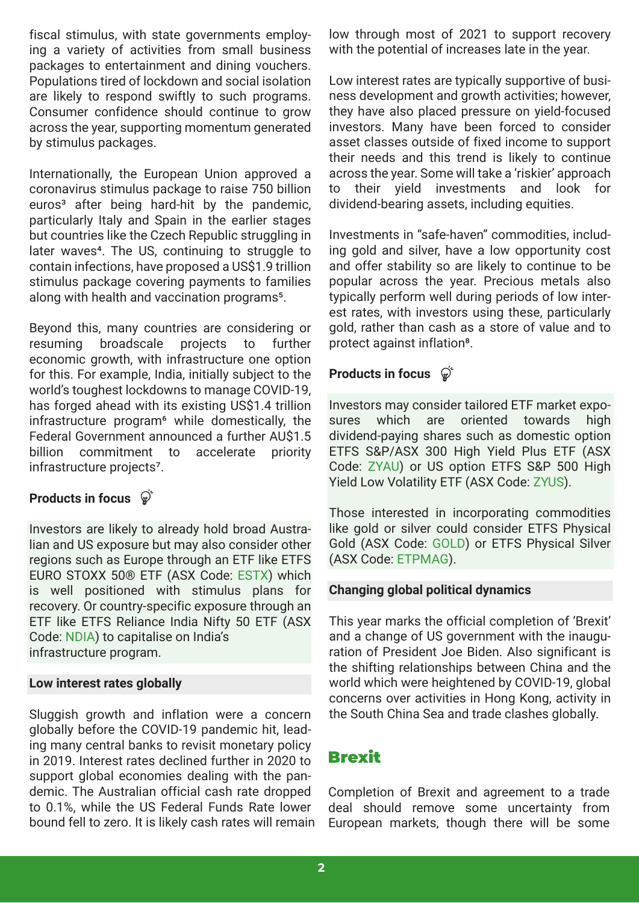fiscal stimulus, with state governments employing a variety of activities from small business packages to entertainment and dining vouchers. Populations tired of lockdown and social isolation are likely to respond swiftly to such programs. Consumer confidence should continue to grow across the year, supporting momentum generated by stimulus packages.

Internationally, the European Union approved a coronavirus stimulus package to raise 750 billion euros[3] after being hard-hit by the pandemic, particularly Italy and Spain in the earlier stages but countries like the Czech Republic struggling in later waves[4]. The US, continuing to struggle to contain infections, have proposed a US$1.9 trillion stimulus package covering payments to families along with health and vaccination programs[5].

Beyond this, many countries are considering or resuming broadscale projects to further economic growth, with infrastructure one option for this. For example, India, initially subject to the world's toughest lockdowns to manage COVID-19, has forged ahead with its existing US$1.4 trillion infrastructure program[6] while domestically, the Federal Government announced a further AU$1.5 billion commitment to accelerate priority infrastructure projects[7].

**Products in focus**

Investors are likely to already hold broad Australian and US exposure but may also consider other regions such as Europe through an ETF like ETFS EURO STOXX 50® ETF (ASX Code: ESTX) which is well positioned with stimulus plans for recovery. Or country-specific exposure through an ETF like ETFS Reliance India Nifty 50 ETF (ASX Code: NDIA) to capitalise on India's infrastructure program.

**Low interest rates globally**

Sluggish growth and inflation were a concern globally before the COVID-19 pandemic hit, leading many central banks to revisit monetary policy in 2019. Interest rates declined further in 2020 to support global economies dealing with the pandemic. The Australian official cash rate dropped to 0.1%, while the US Federal Funds Rate lower bound fell to zero. It is likely cash rates will remain low through most of 2021 to support recovery with the potential of increases late in the year.

Low interest rates are typically supportive of business development and growth activities; however, they have also placed pressure on yield-focused investors. Many have been forced to consider asset classes outside of fixed income to support their needs and this trend is likely to continue across the year. Some will take a 'riskier' approach to their yield investments and look for dividend-bearing assets, including equities.

Investments in "safe-haven" commodities, including gold and silver, have a low opportunity cost and offer stability so are likely to continue to be popular across the year. Precious metals also typically perform well during periods of low interest rates, with investors using these, particularly gold, rather than cash as a store of value and to protect against inflation[8].

**Products in focus**

Investors may consider tailored ETF market exposures which are oriented towards high dividend-paying shares such as domestic option ETFS S&P/ASX 300 High Yield Plus ETF (ASX Code: ZYAU) or US option ETFS S&P 500 High Yield Low Volatility ETF (ASX Code: ZYUS).

Those interested in incorporating commodities like gold or silver could consider ETFS Physical Gold (ASX Code: GOLD) or ETFS Physical Silver (ASX Code: ETPMAG).

**Changing global political dynamics**

This year marks the official completion of 'Brexit' and a change of US government with the inauguration of President Joe Biden. Also significant is the shifting relationships between China and the world which were heightened by COVID-19, global concerns over activities in Hong Kong, activity in the South China Sea and trade clashes globally.

## Brexit

Completion of Brexit and agreement to a trade deal should remove some uncertainty from European markets, though there will be some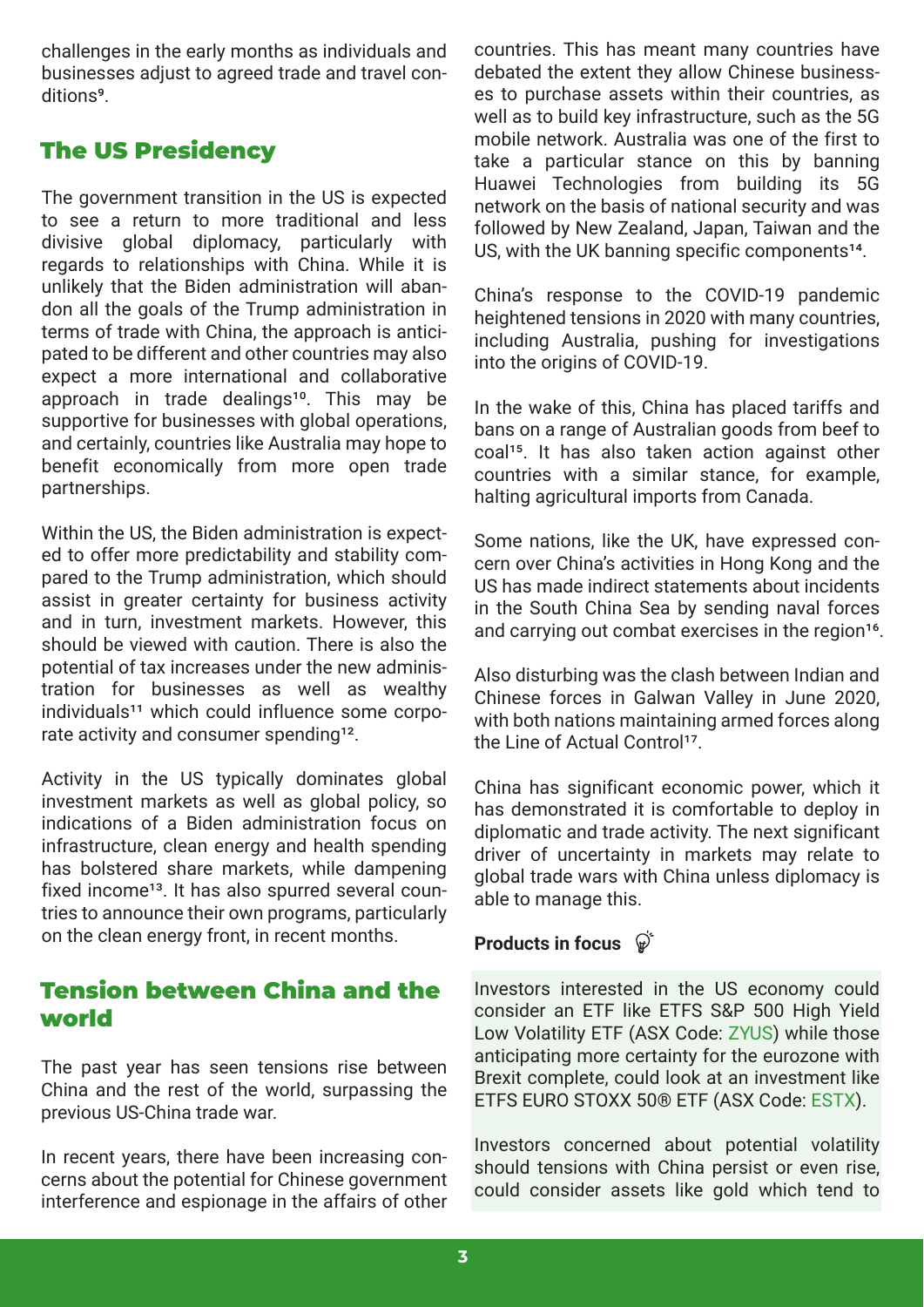challenges in the early months as individuals and businesses adjust to agreed trade and travel conditions[9].

## The US Presidency

The government transition in the US is expected to see a return to more traditional and less divisive global diplomacy, particularly with regards to relationships with China. While it is unlikely that the Biden administration will abandon all the goals of the Trump administration in terms of trade with China, the approach is anticipated to be different and other countries may also expect a more international and collaborative approach in trade dealings[10]. This may be supportive for businesses with global operations, and certainly, countries like Australia may hope to benefit economically from more open trade partnerships.

Within the US, the Biden administration is expected to offer more predictability and stability compared to the Trump administration, which should assist in greater certainty for business activity and in turn, investment markets. However, this should be viewed with caution. There is also the potential of tax increases under the new administration for businesses as well as wealthy individuals[11] which could influence some corporate activity and consumer spending[12].

Activity in the US typically dominates global investment markets as well as global policy, so indications of a Biden administration focus on infrastructure, clean energy and health spending has bolstered share markets, while dampening fixed income[13]. It has also spurred several countries to announce their own programs, particularly on the clean energy front, in recent months.

## Tension between China and the world

The past year has seen tensions rise between China and the rest of the world, surpassing the previous US-China trade war.

In recent years, there have been increasing concerns about the potential for Chinese government interference and espionage in the affairs of other countries. This has meant many countries have debated the extent they allow Chinese businesses to purchase assets within their countries, as well as to build key infrastructure, such as the 5G mobile network. Australia was one of the first to take a particular stance on this by banning Huawei Technologies from building its 5G network on the basis of national security and was followed by New Zealand, Japan, Taiwan and the US, with the UK banning specific components[14].

China's response to the COVID-19 pandemic heightened tensions in 2020 with many countries, including Australia, pushing for investigations into the origins of COVID-19.

In the wake of this, China has placed tariffs and bans on a range of Australian goods from beef to coal[15]. It has also taken action against other countries with a similar stance, for example, halting agricultural imports from Canada.

Some nations, like the UK, have expressed concern over China's activities in Hong Kong and the US has made indirect statements about incidents in the South China Sea by sending naval forces and carrying out combat exercises in the region[16].

Also disturbing was the clash between Indian and Chinese forces in Galwan Valley in June 2020, with both nations maintaining armed forces along the Line of Actual Control[17].

China has significant economic power, which it has demonstrated it is comfortable to deploy in diplomatic and trade activity. The next significant driver of uncertainty in markets may relate to global trade wars with China unless diplomacy is able to manage this.

**Products in focus**

Investors interested in the US economy could consider an ETF like ETFS S&P 500 High Yield Low Volatility ETF (ASX Code: ZYUS) while those anticipating more certainty for the eurozone with Brexit complete, could look at an investment like ETFS EURO STOXX 50® ETF (ASX Code: ESTX).

Investors concerned about potential volatility should tensions with China persist or even rise, could consider assets like gold which tend to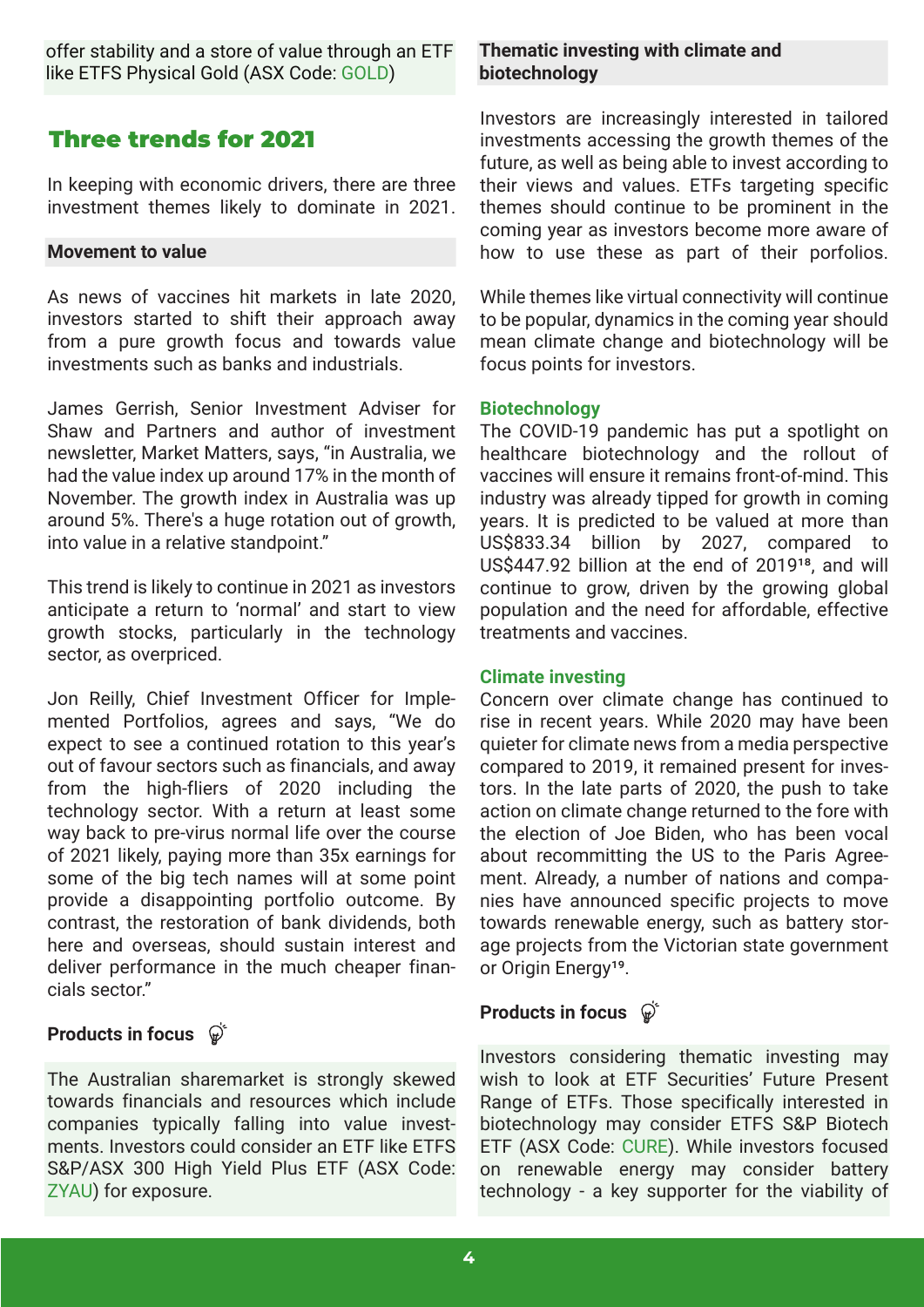offer stability and a store of value through an ETF like ETFS Physical Gold (ASX Code: GOLD)

## Three trends for 2021

In keeping with economic drivers, there are three investment themes likely to dominate in 2021.

### Movement to value

As news of vaccines hit markets in late 2020, investors started to shift their approach away from a pure growth focus and towards value investments such as banks and industrials.

James Gerrish, Senior Investment Adviser for Shaw and Partners and author of investment newsletter, Market Matters, says, "in Australia, we had the value index up around 17% in the month of November. The growth index in Australia was up around 5%. There's a huge rotation out of growth, into value in a relative standpoint."

This trend is likely to continue in 2021 as investors anticipate a return to 'normal' and start to view growth stocks, particularly in the technology sector, as overpriced.

Jon Reilly, Chief Investment Officer for Implemented Portfolios, agrees and says, "We do expect to see a continued rotation to this year's out of favour sectors such as financials, and away from the high-fliers of 2020 including the technology sector. With a return at least some way back to pre-virus normal life over the course of 2021 likely, paying more than 35x earnings for some of the big tech names will at some point provide a disappointing portfolio outcome. By contrast, the restoration of bank dividends, both here and overseas, should sustain interest and deliver performance in the much cheaper financials sector."

**Products in focus**

The Australian sharemarket is strongly skewed towards financials and resources which include companies typically falling into value investments. Investors could consider an ETF like ETFS S&P/ASX 300 High Yield Plus ETF (ASX Code: ZYAU) for exposure.

### Thematic investing with climate and biotechnology

Investors are increasingly interested in tailored investments accessing the growth themes of the future, as well as being able to invest according to their views and values. ETFs targeting specific themes should continue to be prominent in the coming year as investors become more aware of how to use these as part of their porfolios.

While themes like virtual connectivity will continue to be popular, dynamics in the coming year should mean climate change and biotechnology will be focus points for investors.

#### Biotechnology

The COVID-19 pandemic has put a spotlight on healthcare biotechnology and the rollout of vaccines will ensure it remains front-of-mind. This industry was already tipped for growth in coming years. It is predicted to be valued at more than US$833.34 billion by 2027, compared to US$447.92 billion at the end of 2019[18], and will continue to grow, driven by the growing global population and the need for affordable, effective treatments and vaccines.

#### Climate investing

Concern over climate change has continued to rise in recent years. While 2020 may have been quieter for climate news from a media perspective compared to 2019, it remained present for investors. In the late parts of 2020, the push to take action on climate change returned to the fore with the election of Joe Biden, who has been vocal about recommitting the US to the Paris Agreement. Already, a number of nations and companies have announced specific projects to move towards renewable energy, such as battery storage projects from the Victorian state government or Origin Energy[19].

**Products in focus**

Investors considering thematic investing may wish to look at ETF Securities' Future Present Range of ETFs. Those specifically interested in biotechnology may consider ETFS S&P Biotech ETF (ASX Code: CURE). While investors focused on renewable energy may consider battery technology - a key supporter for the viability of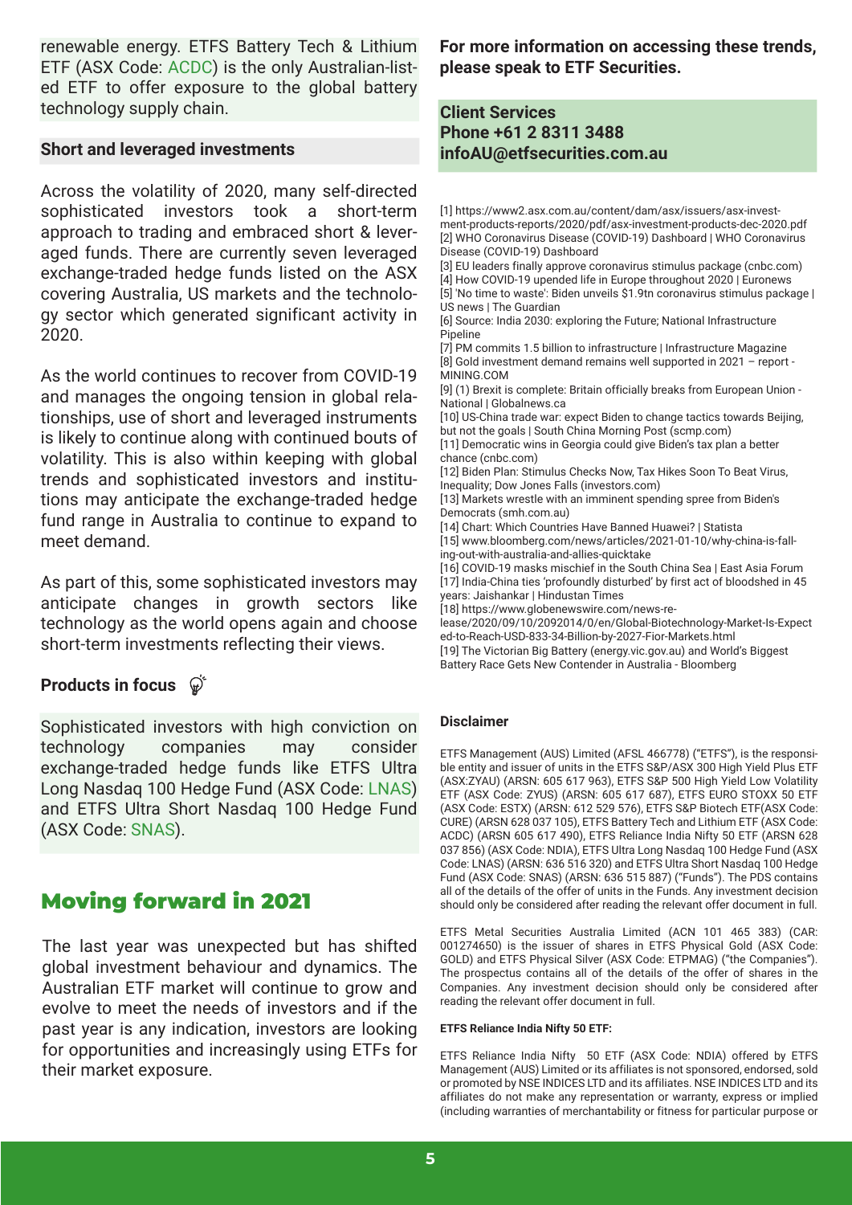renewable energy. ETFS Battery Tech & Lithium ETF (ASX Code: ACDC) is the only Australian-listed ETF to offer exposure to the global battery technology supply chain.

### Short and leveraged investments

Across the volatility of 2020, many self-directed sophisticated investors took a short-term approach to trading and embraced short & leveraged funds. There are currently seven leveraged exchange-traded hedge funds listed on the ASX covering Australia, US markets and the technology sector which generated significant activity in 2020.

As the world continues to recover from COVID-19 and manages the ongoing tension in global relationships, use of short and leveraged instruments is likely to continue along with continued bouts of volatility. This is also within keeping with global trends and sophisticated investors and institutions may anticipate the exchange-traded hedge fund range in Australia to continue to expand to meet demand.

As part of this, some sophisticated investors may anticipate changes in growth sectors like technology as the world opens again and choose short-term investments reflecting their views.

### Products in focus

Sophisticated investors with high conviction on technology companies may consider exchange-traded hedge funds like ETFS Ultra Long Nasdaq 100 Hedge Fund (ASX Code: LNAS) and ETFS Ultra Short Nasdaq 100 Hedge Fund (ASX Code: SNAS).

## Moving forward in 2021

The last year was unexpected but has shifted global investment behaviour and dynamics. The Australian ETF market will continue to grow and evolve to meet the needs of investors and if the past year is any indication, investors are looking for opportunities and increasingly using ETFs for their market exposure.

**For more information on accessing these trends, please speak to ETF Securities.**

**Client Services**
**Phone +61 2 8311 3488**
**infoAU@etfsecurities.com.au**

[1] https://www2.asx.com.au/content/dam/asx/issuers/asx-investment-products-reports/2020/pdf/asx-investment-products-dec-2020.pdf
[2] WHO Coronavirus Disease (COVID-19) Dashboard | WHO Coronavirus Disease (COVID-19) Dashboard
[3] EU leaders finally approve coronavirus stimulus package (cnbc.com)
[4] How COVID-19 upended life in Europe throughout 2020 | Euronews
[5] 'No time to waste': Biden unveils $1.9tn coronavirus stimulus package | US news | The Guardian
[6] Source: India 2030: exploring the Future; National Infrastructure Pipeline
[7] PM commits 1.5 billion to infrastructure | Infrastructure Magazine
[8] Gold investment demand remains well supported in 2021 – report - MINING.COM
[9] (1) Brexit is complete: Britain officially breaks from European Union - National | Globalnews.ca
[10] US-China trade war: expect Biden to change tactics towards Beijing, but not the goals | South China Morning Post (scmp.com)
[11] Democratic wins in Georgia could give Biden's tax plan a better chance (cnbc.com)
[12] Biden Plan: Stimulus Checks Now, Tax Hikes Soon To Beat Virus, Inequality; Dow Jones Falls (investors.com)
[13] Markets wrestle with an imminent spending spree from Biden's Democrats (smh.com.au)
[14] Chart: Which Countries Have Banned Huawei? | Statista
[15] www.bloomberg.com/news/articles/2021-01-10/why-china-is-falling-out-with-australia-and-allies-quicktake
[16] COVID-19 masks mischief in the South China Sea | East Asia Forum
[17] India-China ties 'profoundly disturbed' by first act of bloodshed in 45 years: Jaishankar | Hindustan Times
[18] https://www.globenewswire.com/news-release/2020/09/10/2092014/0/en/Global-Biotechnology-Market-Is-Expected-to-Reach-USD-833-34-Billion-by-2027-Fior-Markets.html
[19] The Victorian Big Battery (energy.vic.gov.au) and World's Biggest Battery Race Gets New Contender in Australia - Bloomberg

### Disclaimer

ETFS Management (AUS) Limited (AFSL 466778) ("ETFS"), is the responsible entity and issuer of units in the ETFS S&P/ASX 300 High Yield Plus ETF (ASX:ZYAU) (ARSN: 605 617 963), ETFS S&P 500 High Yield Low Volatility ETF (ASX Code: ZYUS) (ARSN: 605 617 687), ETFS EURO STOXX 50 ETF (ASX Code: ESTX) (ARSN: 612 529 576), ETFS S&P Biotech ETF(ASX Code: CURE) (ARSN 628 037 105), ETFS Battery Tech and Lithium ETF (ASX Code: ACDC) (ARSN 605 617 490), ETFS Reliance India Nifty 50 ETF (ARSN 628 037 856) (ASX Code: NDIA), ETFS Ultra Long Nasdaq 100 Hedge Fund (ASX Code: LNAS) (ARSN: 636 516 320) and ETFS Ultra Short Nasdaq 100 Hedge Fund (ASX Code: SNAS) (ARSN: 636 515 887) ("Funds"). The PDS contains all of the details of the offer of units in the Funds. Any investment decision should only be considered after reading the relevant offer document in full.

ETFS Metal Securities Australia Limited (ACN 101 465 383) (CAR: 001274650) is the issuer of shares in ETFS Physical Gold (ASX Code: GOLD) and ETFS Physical Silver (ASX Code: ETPMAG) ("the Companies"). The prospectus contains all of the details of the offer of shares in the Companies. Any investment decision should only be considered after reading the relevant offer document in full.

**ETFS Reliance India Nifty 50 ETF:**

ETFS Reliance India Nifty 50 ETF (ASX Code: NDIA) offered by ETFS Management (AUS) Limited or its affiliates is not sponsored, endorsed, sold or promoted by NSE INDICES LTD and its affiliates. NSE INDICES LTD and its affiliates do not make any representation or warranty, express or implied (including warranties of merchantability or fitness for particular purpose or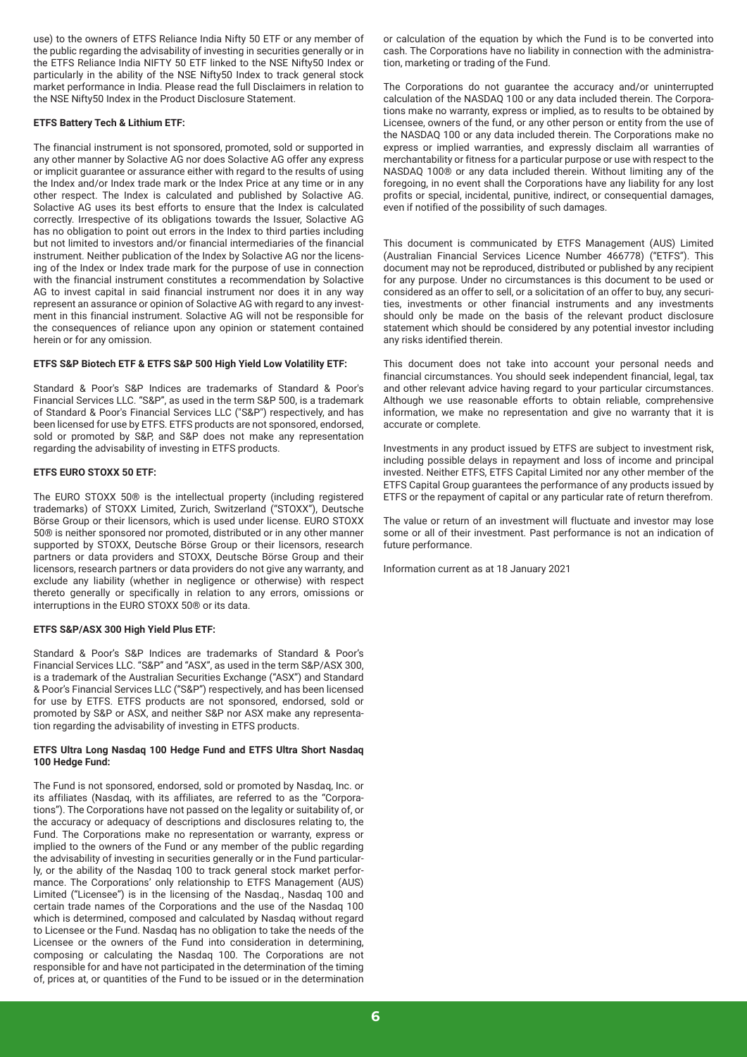use) to the owners of ETFS Reliance India Nifty 50 ETF or any member of the public regarding the advisability of investing in securities generally or in the ETFS Reliance India NIFTY 50 ETF linked to the NSE Nifty50 Index or particularly in the ability of the NSE Nifty50 Index to track general stock market performance in India. Please read the full Disclaimers in relation to the NSE Nifty50 Index in the Product Disclosure Statement.

**ETFS Battery Tech & Lithium ETF:**

The financial instrument is not sponsored, promoted, sold or supported in any other manner by Solactive AG nor does Solactive AG offer any express or implicit guarantee or assurance either with regard to the results of using the Index and/or Index trade mark or the Index Price at any time or in any other respect. The Index is calculated and published by Solactive AG. Solactive AG uses its best efforts to ensure that the Index is calculated correctly. Irrespective of its obligations towards the Issuer, Solactive AG has no obligation to point out errors in the Index to third parties including but not limited to investors and/or financial intermediaries of the financial instrument. Neither publication of the Index by Solactive AG nor the licensing of the Index or Index trade mark for the purpose of use in connection with the financial instrument constitutes a recommendation by Solactive AG to invest capital in said financial instrument nor does it in any way represent an assurance or opinion of Solactive AG with regard to any investment in this financial instrument. Solactive AG will not be responsible for the consequences of reliance upon any opinion or statement contained herein or for any omission.

**ETFS S&P Biotech ETF & ETFS S&P 500 High Yield Low Volatility ETF:**

Standard & Poor's S&P Indices are trademarks of Standard & Poor's Financial Services LLC. "S&P", as used in the term S&P 500, is a trademark of Standard & Poor's Financial Services LLC ("S&P") respectively, and has been licensed for use by ETFS. ETFS products are not sponsored, endorsed, sold or promoted by S&P, and S&P does not make any representation regarding the advisability of investing in ETFS products.

**ETFS EURO STOXX 50 ETF:**

The EURO STOXX 50® is the intellectual property (including registered trademarks) of STOXX Limited, Zurich, Switzerland ("STOXX"), Deutsche Börse Group or their licensors, which is used under license. EURO STOXX 50® is neither sponsored nor promoted, distributed or in any other manner supported by STOXX, Deutsche Börse Group or their licensors, research partners or data providers and STOXX, Deutsche Börse Group and their licensors, research partners or data providers do not give any warranty, and exclude any liability (whether in negligence or otherwise) with respect thereto generally or specifically in relation to any errors, omissions or interruptions in the EURO STOXX 50® or its data.

**ETFS S&P/ASX 300 High Yield Plus ETF:**

Standard & Poor's S&P Indices are trademarks of Standard & Poor's Financial Services LLC. "S&P" and "ASX", as used in the term S&P/ASX 300, is a trademark of the Australian Securities Exchange ("ASX") and Standard & Poor's Financial Services LLC ("S&P") respectively, and has been licensed for use by ETFS. ETFS products are not sponsored, endorsed, sold or promoted by S&P or ASX, and neither S&P nor ASX make any representation regarding the advisability of investing in ETFS products.

**ETFS Ultra Long Nasdaq 100 Hedge Fund and ETFS Ultra Short Nasdaq 100 Hedge Fund:**

The Fund is not sponsored, endorsed, sold or promoted by Nasdaq, Inc. or its affiliates (Nasdaq, with its affiliates, are referred to as the "Corporations"). The Corporations have not passed on the legality or suitability of, or the accuracy or adequacy of descriptions and disclosures relating to, the Fund. The Corporations make no representation or warranty, express or implied to the owners of the Fund or any member of the public regarding the advisability of investing in securities generally or in the Fund particularly, or the ability of the Nasdaq 100 to track general stock market performance. The Corporations' only relationship to ETFS Management (AUS) Limited ("Licensee") is in the licensing of the Nasdaq., Nasdaq 100 and certain trade names of the Corporations and the use of the Nasdaq 100 which is determined, composed and calculated by Nasdaq without regard to Licensee or the Fund. Nasdaq has no obligation to take the needs of the Licensee or the owners of the Fund into consideration in determining, composing or calculating the Nasdaq 100. The Corporations are not responsible for and have not participated in the determination of the timing of, prices at, or quantities of the Fund to be issued or in the determination or calculation of the equation by which the Fund is to be converted into cash. The Corporations have no liability in connection with the administration, marketing or trading of the Fund.

The Corporations do not guarantee the accuracy and/or uninterrupted calculation of the NASDAQ 100 or any data included therein. The Corporations make no warranty, express or implied, as to results to be obtained by Licensee, owners of the fund, or any other person or entity from the use of the NASDAQ 100 or any data included therein. The Corporations make no express or implied warranties, and expressly disclaim all warranties of merchantability or fitness for a particular purpose or use with respect to the NASDAQ 100® or any data included therein. Without limiting any of the foregoing, in no event shall the Corporations have any liability for any lost profits or special, incidental, punitive, indirect, or consequential damages, even if notified of the possibility of such damages.

This document is communicated by ETFS Management (AUS) Limited (Australian Financial Services Licence Number 466778) ("ETFS"). This document may not be reproduced, distributed or published by any recipient for any purpose. Under no circumstances is this document to be used or considered as an offer to sell, or a solicitation of an offer to buy, any securities, investments or other financial instruments and any investments should only be made on the basis of the relevant product disclosure statement which should be considered by any potential investor including any risks identified therein.

This document does not take into account your personal needs and financial circumstances. You should seek independent financial, legal, tax and other relevant advice having regard to your particular circumstances. Although we use reasonable efforts to obtain reliable, comprehensive information, we make no representation and give no warranty that it is accurate or complete.

Investments in any product issued by ETFS are subject to investment risk, including possible delays in repayment and loss of income and principal invested. Neither ETFS, ETFS Capital Limited nor any other member of the ETFS Capital Group guarantees the performance of any products issued by ETFS or the repayment of capital or any particular rate of return therefrom.

The value or return of an investment will fluctuate and investor may lose some or all of their investment. Past performance is not an indication of future performance.

Information current as at 18 January 2021